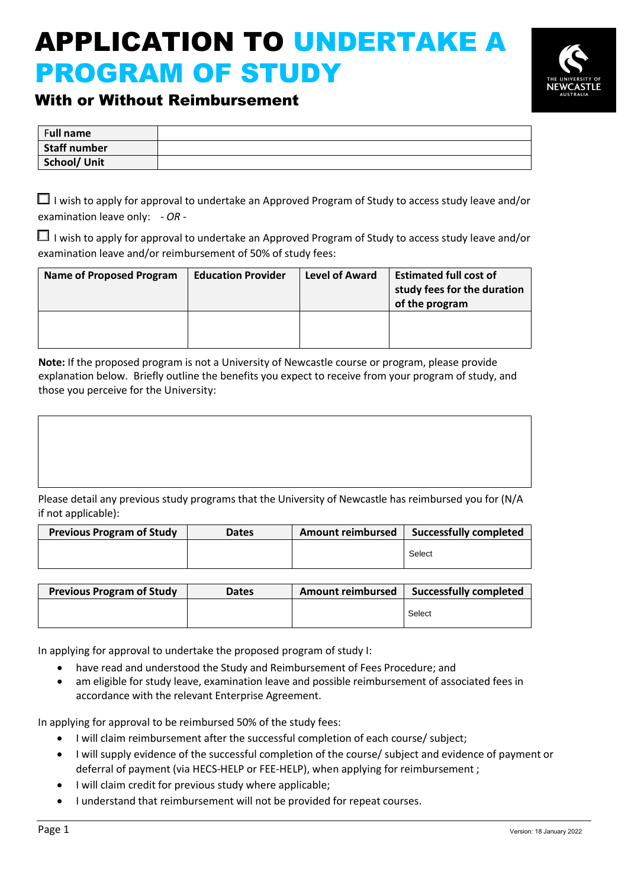# APPLICATION TO UNDERTAKE A PROGRAM OF STUDY

## With or Without Reimbursement

| Full name | |
|---|---|
| Staff number | |
| School/ Unit | |

☐ I wish to apply for approval to undertake an Approved Program of Study to access study leave and/or examination leave only: *- OR -*

☐ I wish to apply for approval to undertake an Approved Program of Study to access study leave and/or examination leave and/or reimbursement of 50% of study fees:

| Name of Proposed Program | Education Provider | Level of Award | Estimated full cost of study fees for the duration of the program |
|---|---|---|---|
| | | | |

**Note:** If the proposed program is not a University of Newcastle course or program, please provide explanation below. Briefly outline the benefits you expect to receive from your program of study, and those you perceive for the University:

| |
|---|
| |

Please detail any previous study programs that the University of Newcastle has reimbursed you for (N/A if not applicable):

| Previous Program of Study | Dates | Amount reimbursed | Successfully completed |
|---|---|---|---|
| | | | Select |

| Previous Program of Study | Dates | Amount reimbursed | Successfully completed |
|---|---|---|---|
| | | | Select |

In applying for approval to undertake the proposed program of study I:

- have read and understood the Study and Reimbursement of Fees Procedure; and
- am eligible for study leave, examination leave and possible reimbursement of associated fees in accordance with the relevant Enterprise Agreement.

In applying for approval to be reimbursed 50% of the study fees:

- I will claim reimbursement after the successful completion of each course/ subject;
- I will supply evidence of the successful completion of the course/ subject and evidence of payment or deferral of payment (via HECS-HELP or FEE-HELP), when applying for reimbursement ;
- I will claim credit for previous study where applicable;
- I understand that reimbursement will not be provided for repeat courses.

Version: 18 January 2022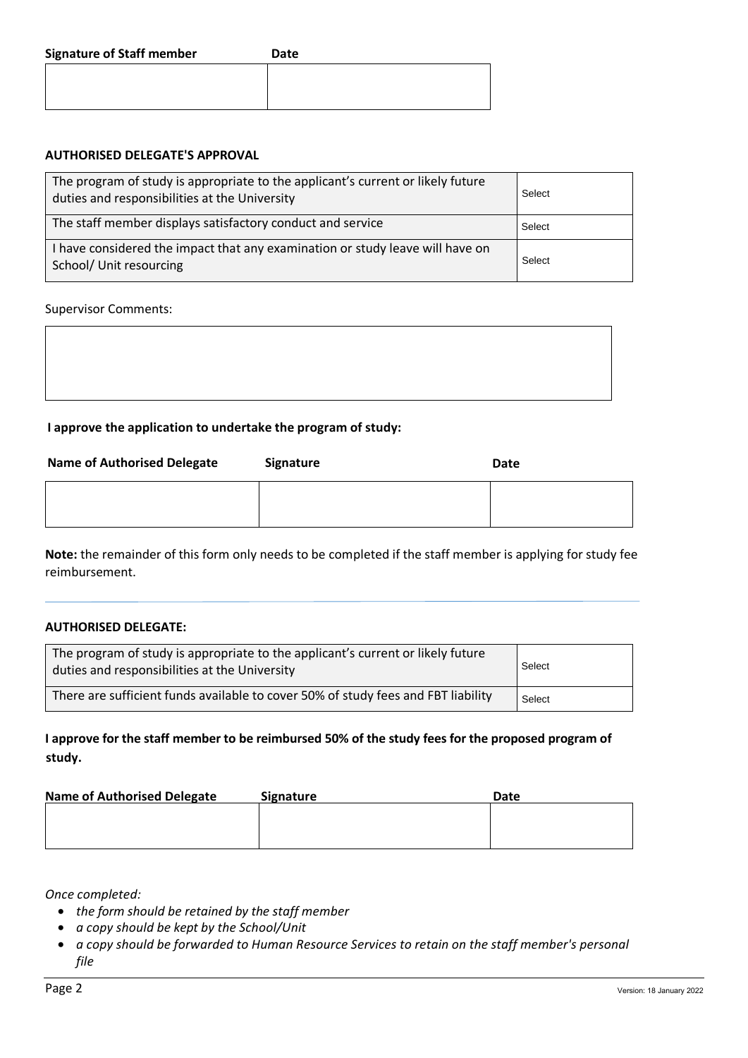| Signature of Staff member | Date |
| --- | --- |
| | |

**AUTHORISED DELEGATE'S APPROVAL**

| | |
| --- | --- |
| The program of study is appropriate to the applicant's current or likely future duties and responsibilities at the University | Select |
| The staff member displays satisfactory conduct and service | Select |
| I have considered the impact that any examination or study leave will have on School/ Unit resourcing | Select |

Supervisor Comments:

| |
| --- |
| |

**I approve the application to undertake the program of study:**

| Name of Authorised Delegate | Signature | Date |
| --- | --- | --- |
| | | |

**Note:** the remainder of this form only needs to be completed if the staff member is applying for study fee reimbursement.

---

**AUTHORISED DELEGATE:**

| | |
| --- | --- |
| The program of study is appropriate to the applicant's current or likely future duties and responsibilities at the University | Select |
| There are sufficient funds available to cover 50% of study fees and FBT liability | Select |

**I approve for the staff member to be reimbursed 50% of the study fees for the proposed program of study.**

| Name of Authorised Delegate | Signature | Date |
| --- | --- | --- |
| | | |

*Once completed:*

- *the form should be retained by the staff member*
- *a copy should be kept by the School/Unit*
- *a copy should be forwarded to Human Resource Services to retain on the staff member's personal file*

Version: 18 January 2022